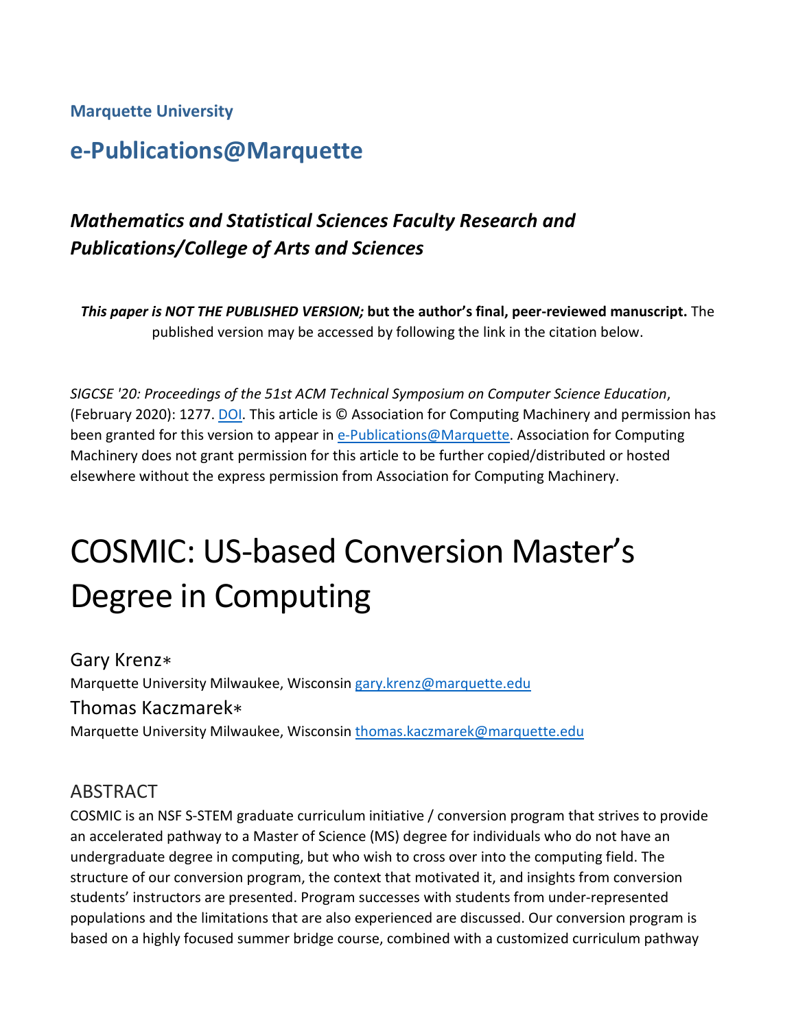**Marquette University**

## e-Publications@Marquette

### *Mathematics and Statistical Sciences Faculty Research and Publications/College of Arts and Sciences*

***This paper is NOT THE PUBLISHED VERSION;* but the author's final, peer-reviewed manuscript.** The published version may be accessed by following the link in the citation below.

*SIGCSE '20: Proceedings of the 51st ACM Technical Symposium on Computer Science Education*, (February 2020): 1277. DOI. This article is © Association for Computing Machinery and permission has been granted for this version to appear in e-Publications@Marquette. Association for Computing Machinery does not grant permission for this article to be further copied/distributed or hosted elsewhere without the express permission from Association for Computing Machinery.

# COSMIC: US-based Conversion Master's Degree in Computing

Gary Krenz*
Marquette University Milwaukee, Wisconsin gary.krenz@marquette.edu

Thomas Kaczmarek*
Marquette University Milwaukee, Wisconsin thomas.kaczmarek@marquette.edu

## ABSTRACT

COSMIC is an NSF S-STEM graduate curriculum initiative / conversion program that strives to provide an accelerated pathway to a Master of Science (MS) degree for individuals who do not have an undergraduate degree in computing, but who wish to cross over into the computing field. The structure of our conversion program, the context that motivated it, and insights from conversion students' instructors are presented. Program successes with students from under-represented populations and the limitations that are also experienced are discussed. Our conversion program is based on a highly focused summer bridge course, combined with a customized curriculum pathway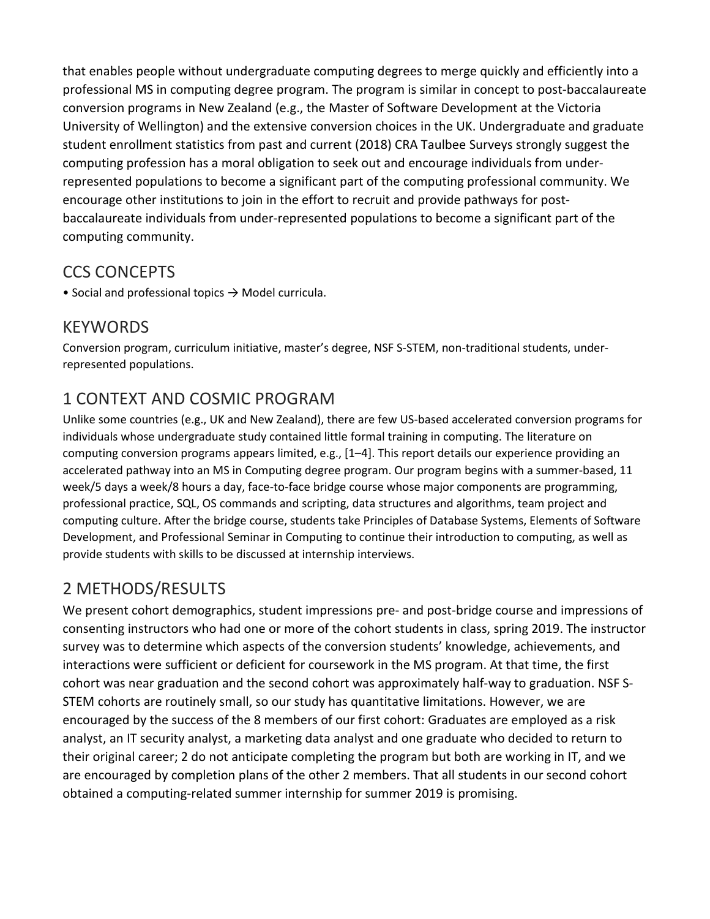that enables people without undergraduate computing degrees to merge quickly and efficiently into a professional MS in computing degree program. The program is similar in concept to post-baccalaureate conversion programs in New Zealand (e.g., the Master of Software Development at the Victoria University of Wellington) and the extensive conversion choices in the UK. Undergraduate and graduate student enrollment statistics from past and current (2018) CRA Taulbee Surveys strongly suggest the computing profession has a moral obligation to seek out and encourage individuals from under-represented populations to become a significant part of the computing professional community. We encourage other institutions to join in the effort to recruit and provide pathways for post-baccalaureate individuals from under-represented populations to become a significant part of the computing community.

## CCS CONCEPTS

• Social and professional topics → Model curricula.

## KEYWORDS

Conversion program, curriculum initiative, master's degree, NSF S-STEM, non-traditional students, under-represented populations.

## 1 CONTEXT AND COSMIC PROGRAM

Unlike some countries (e.g., UK and New Zealand), there are few US-based accelerated conversion programs for individuals whose undergraduate study contained little formal training in computing. The literature on computing conversion programs appears limited, e.g., [1–4]. This report details our experience providing an accelerated pathway into an MS in Computing degree program. Our program begins with a summer-based, 11 week/5 days a week/8 hours a day, face-to-face bridge course whose major components are programming, professional practice, SQL, OS commands and scripting, data structures and algorithms, team project and computing culture. After the bridge course, students take Principles of Database Systems, Elements of Software Development, and Professional Seminar in Computing to continue their introduction to computing, as well as provide students with skills to be discussed at internship interviews.

## 2 METHODS/RESULTS

We present cohort demographics, student impressions pre- and post-bridge course and impressions of consenting instructors who had one or more of the cohort students in class, spring 2019. The instructor survey was to determine which aspects of the conversion students' knowledge, achievements, and interactions were sufficient or deficient for coursework in the MS program. At that time, the first cohort was near graduation and the second cohort was approximately half-way to graduation. NSF S-STEM cohorts are routinely small, so our study has quantitative limitations. However, we are encouraged by the success of the 8 members of our first cohort: Graduates are employed as a risk analyst, an IT security analyst, a marketing data analyst and one graduate who decided to return to their original career; 2 do not anticipate completing the program but both are working in IT, and we are encouraged by completion plans of the other 2 members. That all students in our second cohort obtained a computing-related summer internship for summer 2019 is promising.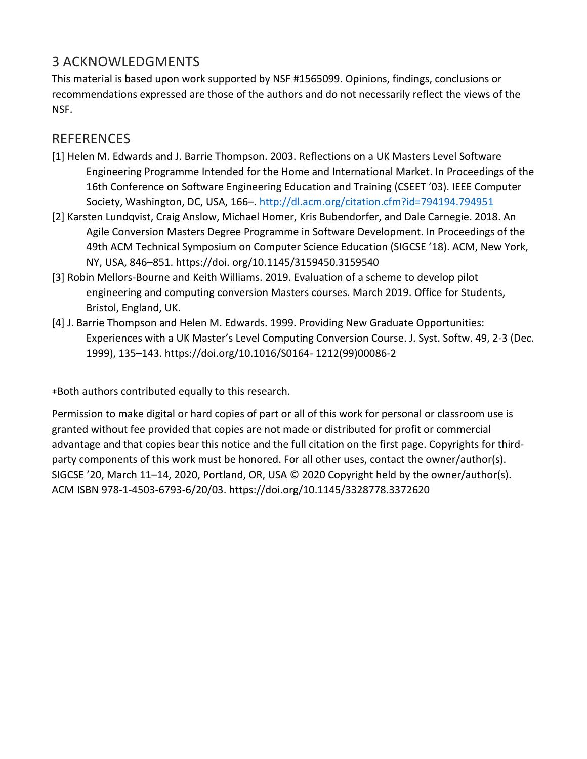## 3 ACKNOWLEDGMENTS

This material is based upon work supported by NSF #1565099. Opinions, findings, conclusions or recommendations expressed are those of the authors and do not necessarily reflect the views of the NSF.

## REFERENCES

[1] Helen M. Edwards and J. Barrie Thompson. 2003. Reflections on a UK Masters Level Software Engineering Programme Intended for the Home and International Market. In Proceedings of the 16th Conference on Software Engineering Education and Training (CSEET ’03). IEEE Computer Society, Washington, DC, USA, 166–. http://dl.acm.org/citation.cfm?id=794194.794951

[2] Karsten Lundqvist, Craig Anslow, Michael Homer, Kris Bubendorfer, and Dale Carnegie. 2018. An Agile Conversion Masters Degree Programme in Software Development. In Proceedings of the 49th ACM Technical Symposium on Computer Science Education (SIGCSE ’18). ACM, New York, NY, USA, 846–851. https://doi. org/10.1145/3159450.3159540

[3] Robin Mellors-Bourne and Keith Williams. 2019. Evaluation of a scheme to develop pilot engineering and computing conversion Masters courses. March 2019. Office for Students, Bristol, England, UK.

[4] J. Barrie Thompson and Helen M. Edwards. 1999. Providing New Graduate Opportunities: Experiences with a UK Master’s Level Computing Conversion Course. J. Syst. Softw. 49, 2-3 (Dec. 1999), 135–143. https://doi.org/10.1016/S0164- 1212(99)00086-2

∗Both authors contributed equally to this research.

Permission to make digital or hard copies of part or all of this work for personal or classroom use is granted without fee provided that copies are not made or distributed for profit or commercial advantage and that copies bear this notice and the full citation on the first page. Copyrights for third-party components of this work must be honored. For all other uses, contact the owner/author(s). SIGCSE ’20, March 11–14, 2020, Portland, OR, USA © 2020 Copyright held by the owner/author(s). ACM ISBN 978-1-4503-6793-6/20/03. https://doi.org/10.1145/3328778.3372620